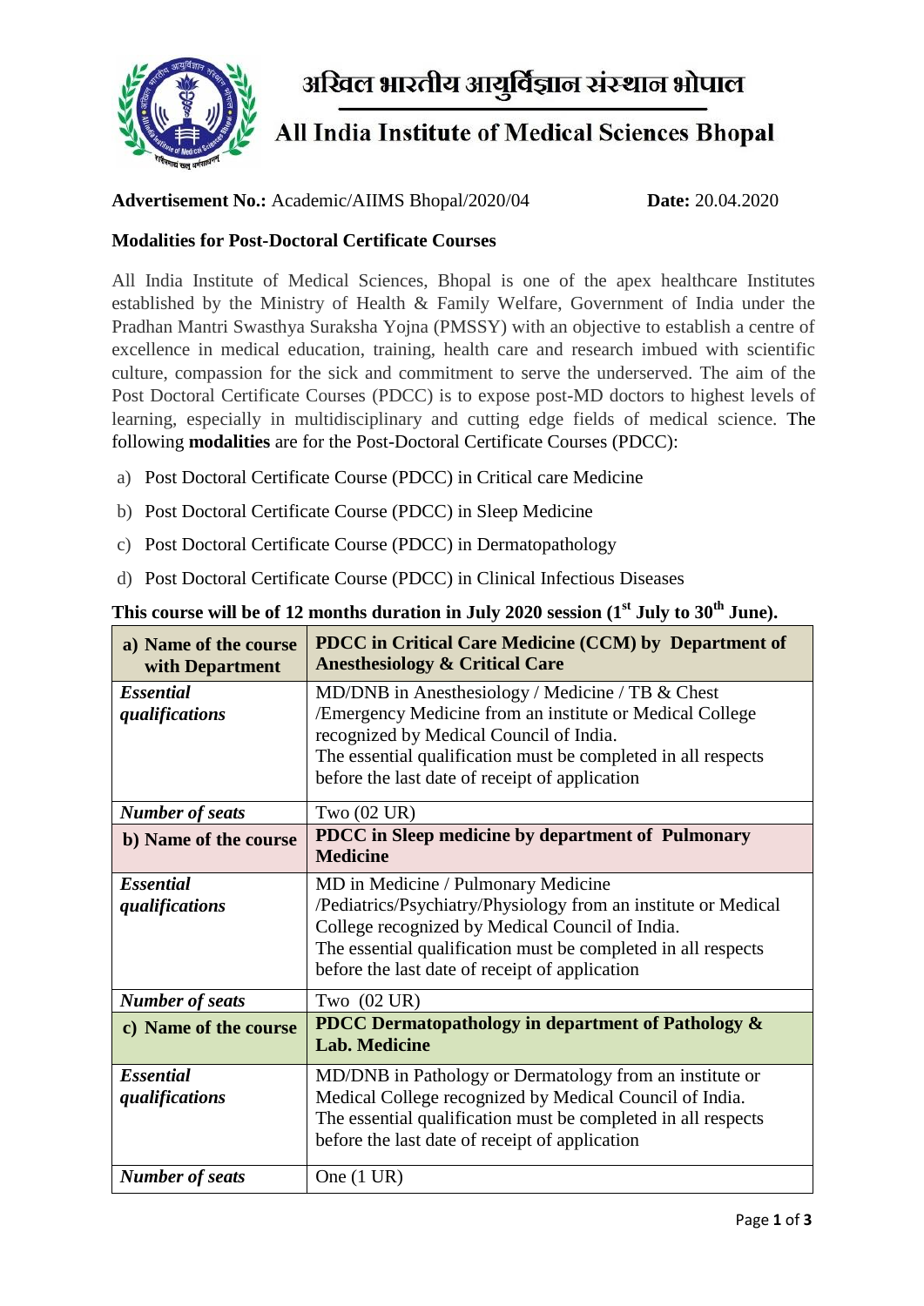# अखिल भारतीय आयुर्विज्ञान संस्थान भोपाल

# All India Institute of Medical Sciences Bhopal

**Advertisement No.:** Academic/AIIMS Bhopal/2020/04 **Date:** 20.04.2020

**Modalities for Post-Doctoral Certificate Courses**

All India Institute of Medical Sciences, Bhopal is one of the apex healthcare Institutes established by the Ministry of Health & Family Welfare, Government of India under the Pradhan Mantri Swasthya Suraksha Yojna (PMSSY) with an objective to establish a centre of excellence in medical education, training, health care and research imbued with scientific culture, compassion for the sick and commitment to serve the underserved. The aim of the Post Doctoral Certificate Courses (PDCC) is to expose post-MD doctors to highest levels of learning, especially in multidisciplinary and cutting edge fields of medical science. The following **modalities** are for the Post-Doctoral Certificate Courses (PDCC):

a) Post Doctoral Certificate Course (PDCC) in Critical care Medicine
b) Post Doctoral Certificate Course (PDCC) in Sleep Medicine
c) Post Doctoral Certificate Course (PDCC) in Dermatopathology
d) Post Doctoral Certificate Course (PDCC) in Clinical Infectious Diseases

**This course will be of 12 months duration in July 2020 session (1st July to 30th June).**

| **a) Name of the course with Department** | **PDCC in Critical Care Medicine (CCM) by Department of Anesthesiology & Critical Care** |
|---|---|
| ***Essential qualifications*** | MD/DNB in Anesthesiology / Medicine / TB & Chest /Emergency Medicine from an institute or Medical College recognized by Medical Council of India. The essential qualification must be completed in all respects before the last date of receipt of application |
| ***Number of seats*** | Two (02 UR) |
| **b) Name of the course** | **PDCC in Sleep medicine by department of Pulmonary Medicine** |
| ***Essential qualifications*** | MD in Medicine / Pulmonary Medicine /Pediatrics/Psychiatry/Physiology from an institute or Medical College recognized by Medical Council of India. The essential qualification must be completed in all respects before the last date of receipt of application |
| ***Number of seats*** | Two (02 UR) |
| **c) Name of the course** | **PDCC Dermatopathology in department of Pathology & Lab. Medicine** |
| ***Essential qualifications*** | MD/DNB in Pathology or Dermatology from an institute or Medical College recognized by Medical Council of India. The essential qualification must be completed in all respects before the last date of receipt of application |
| ***Number of seats*** | One (1 UR) |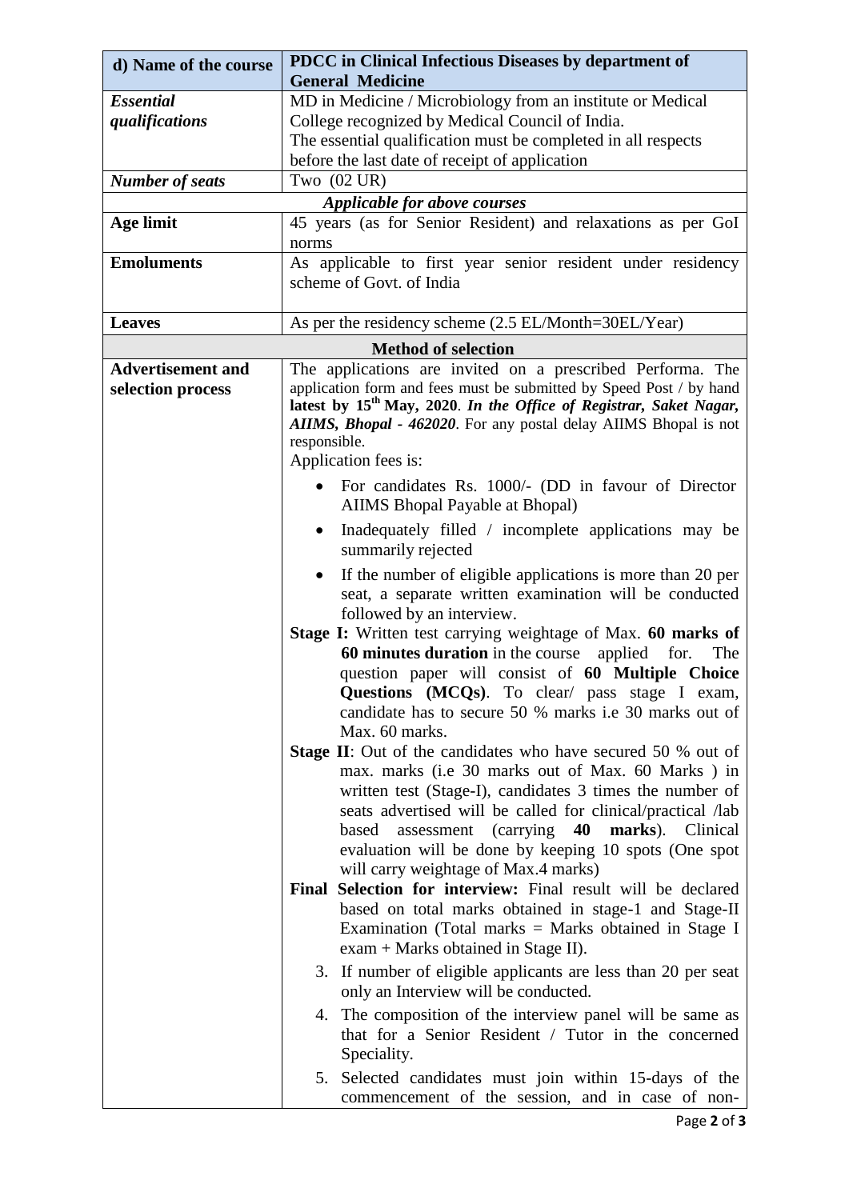| d) Name of the course | PDCC in Clinical Infectious Diseases by department of General Medicine |
|---|---|
| ***Essential qualifications*** | MD in Medicine / Microbiology from an institute or Medical College recognized by Medical Council of India.<br>The essential qualification must be completed in all respects before the last date of receipt of application |
| ***Number of seats*** | Two (02 UR) |
| ***Applicable for above courses*** | |
| **Age limit** | 45 years (as for Senior Resident) and relaxations as per GoI norms |
| **Emoluments** | As applicable to first year senior resident under residency scheme of Govt. of India |
| **Leaves** | As per the residency scheme (2.5 EL/Month=30EL/Year) |
| **Method of selection** | |
| **Advertisement and selection process** | The applications are invited on a prescribed Performa. The application form and fees must be submitted by Speed Post / by hand **latest by 15th May, 2020**. ***In the Office of Registrar, Saket Nagar, AIIMS, Bhopal - 462020***. For any postal delay AIIMS Bhopal is not responsible.<br>Application fees is:<br>• For candidates Rs. 1000/- (DD in favour of Director AIIMS Bhopal Payable at Bhopal)<br>• Inadequately filled / incomplete applications may be summarily rejected<br>• If the number of eligible applications is more than 20 per seat, a separate written examination will be conducted followed by an interview.<br>**Stage I:** Written test carrying weightage of Max. **60 marks of 60 minutes duration** in the course applied for. The question paper will consist of **60 Multiple Choice Questions (MCQs)**. To clear/ pass stage I exam, candidate has to secure 50 % marks i.e 30 marks out of Max. 60 marks.<br>**Stage II**: Out of the candidates who have secured 50 % out of max. marks (i.e 30 marks out of Max. 60 Marks ) in written test (Stage-I), candidates 3 times the number of seats advertised will be called for clinical/practical /lab based assessment (carrying **40 marks**). Clinical evaluation will be done by keeping 10 spots (One spot will carry weightage of Max.4 marks)<br>**Final Selection for interview:** Final result will be declared based on total marks obtained in stage-1 and Stage-II Examination (Total marks = Marks obtained in Stage I exam + Marks obtained in Stage II).<br>3. If number of eligible applicants are less than 20 per seat only an Interview will be conducted.<br>4. The composition of the interview panel will be same as that for a Senior Resident / Tutor in the concerned Speciality.<br>5. Selected candidates must join within 15-days of the commencement of the session, and in case of non- |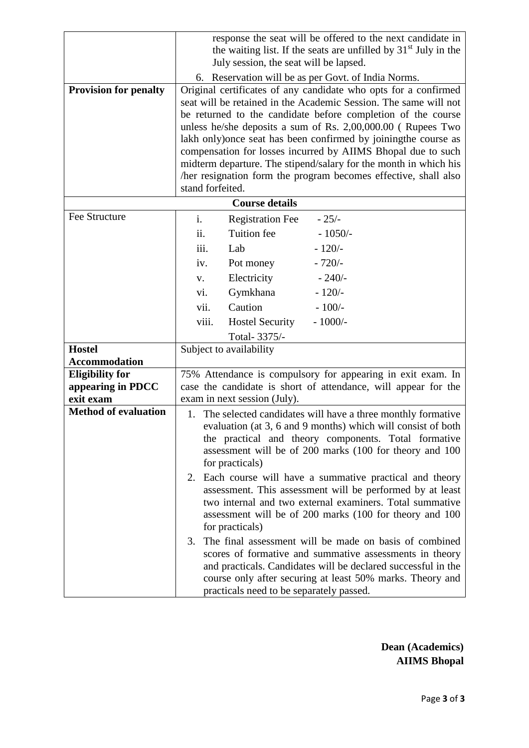| | |
|---|---|
| | response the seat will be offered to the next candidate in the waiting list. If the seats are unfilled by 31st July in the July session, the seat will be lapsed.<br>6. Reservation will be as per Govt. of India Norms. |
| **Provision for penalty** | Original certificates of any candidate who opts for a confirmed seat will be retained in the Academic Session. The same will not be returned to the candidate before completion of the course unless he/she deposits a sum of Rs. 2,00,000.00 ( Rupees Two lakh only)once seat has been confirmed by joiningthe course as compensation for losses incurred by AIIMS Bhopal due to such midterm departure. The stipend/salary for the month in which his /her resignation form the program becomes effective, shall also stand forfeited. |
| **Course details** | |
| Fee Structure | i. Registration Fee - 25/-<br>ii. Tuition fee - 1050/-<br>iii. Lab - 120/-<br>iv. Pot money - 720/-<br>v. Electricity - 240/-<br>vi. Gymkhana - 120/-<br>vii. Caution - 100/-<br>viii. Hostel Security - 1000/-<br>Total- 3375/- |
| **Hostel Accommodation** | Subject to availability |
| **Eligibility for appearing in PDCC exit exam** | 75% Attendance is compulsory for appearing in exit exam. In case the candidate is short of attendance, will appear for the exam in next session (July). |
| **Method of evaluation** | 1. The selected candidates will have a three monthly formative evaluation (at 3, 6 and 9 months) which will consist of both the practical and theory components. Total formative assessment will be of 200 marks (100 for theory and 100 for practicals)<br>2. Each course will have a summative practical and theory assessment. This assessment will be performed by at least two internal and two external examiners. Total summative assessment will be of 200 marks (100 for theory and 100 for practicals)<br>3. The final assessment will be made on basis of combined scores of formative and summative assessments in theory and practicals. Candidates will be declared successful in the course only after securing at least 50% marks. Theory and practicals need to be separately passed. |

**Dean (Academics)**
**AIIMS Bhopal**